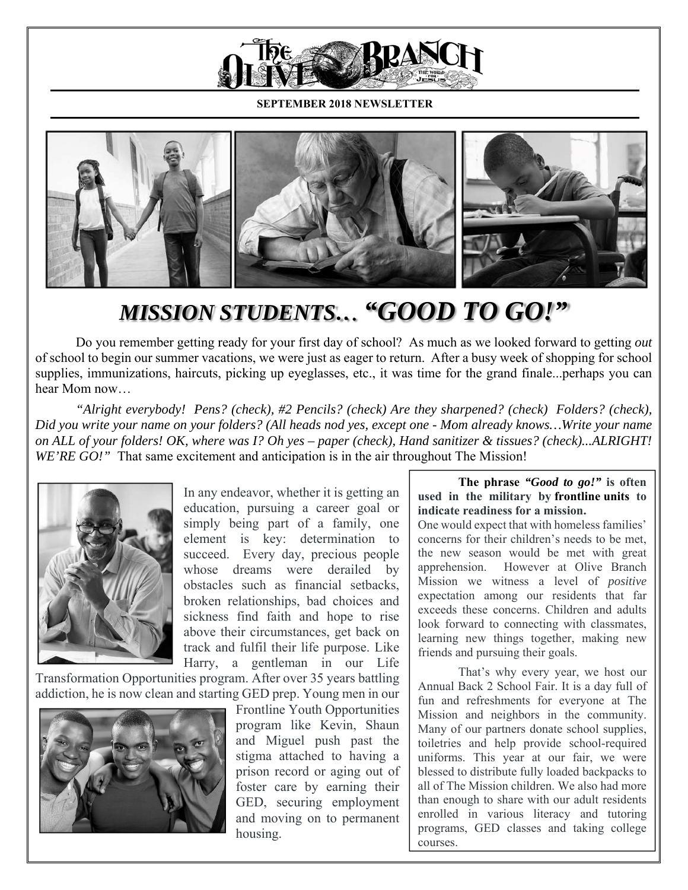# The Olive Branch

**SEPTEMBER 2018 NEWSLETTER**

## *MISSION STUDENTS… "GOOD TO GO!"*

Do you remember getting ready for your first day of school? As much as we looked forward to getting *out* of school to begin our summer vacations, we were just as eager to return. After a busy week of shopping for school supplies, immunizations, haircuts, picking up eyeglasses, etc., it was time for the grand finale...perhaps you can hear Mom now…

*"Alright everybody! Pens? (check), #2 Pencils? (check) Are they sharpened? (check) Folders? (check), Did you write your name on your folders? (All heads nod yes, except one - Mom already knows…Write your name on ALL of your folders! OK, where was I? Oh yes – paper (check), Hand sanitizer & tissues? (check)...ALRIGHT! WE'RE GO!"* That same excitement and anticipation is in the air throughout The Mission!

In any endeavor, whether it is getting an education, pursuing a career goal or simply being part of a family, one element is key: determination to succeed. Every day, precious people whose dreams were derailed by obstacles such as financial setbacks, broken relationships, bad choices and sickness find faith and hope to rise above their circumstances, get back on track and fulfil their life purpose. Like Harry, a gentleman in our Life Transformation Opportunities program. After over 35 years battling addiction, he is now clean and starting GED prep. Young men in our Frontline Youth Opportunities program like Kevin, Shaun and Miguel push past the stigma attached to having a prison record or aging out of foster care by earning their GED, securing employment and moving on to permanent housing.

**The phrase *"Good to go!"* is often used in the military by frontline units to indicate readiness for a mission.**

One would expect that with homeless families' concerns for their children's needs to be met, the new season would be met with great apprehension. However at Olive Branch Mission we witness a level of *positive* expectation among our residents that far exceeds these concerns. Children and adults look forward to connecting with classmates, learning new things together, making new friends and pursuing their goals.

That's why every year, we host our Annual Back 2 School Fair. It is a day full of fun and refreshments for everyone at The Mission and neighbors in the community. Many of our partners donate school supplies, toiletries and help provide school-required uniforms. This year at our fair, we were blessed to distribute fully loaded backpacks to all of The Mission children. We also had more than enough to share with our adult residents enrolled in various literacy and tutoring programs, GED classes and taking college courses.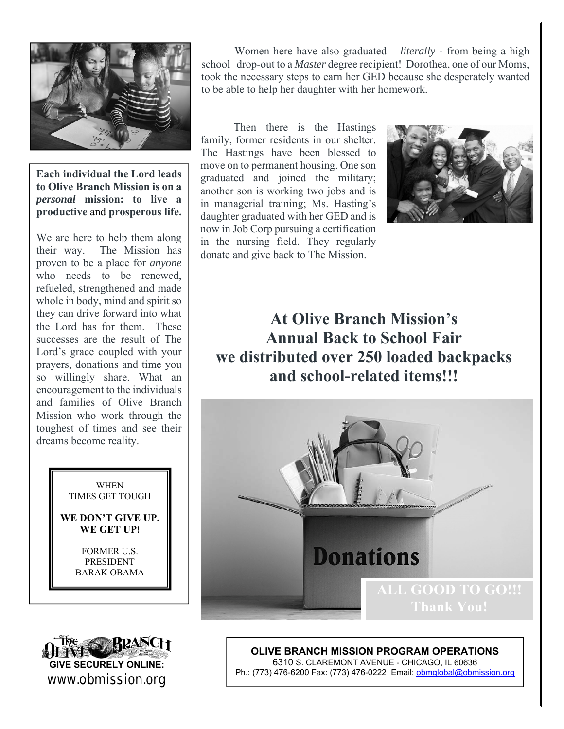**Each individual the Lord leads to Olive Branch Mission is on a *personal* mission: to live a productive** and **prosperous life.**

We are here to help them along their way. The Mission has proven to be a place for *anyone* who needs to be renewed, refueled, strengthened and made whole in body, mind and spirit so they can drive forward into what the Lord has for them. These successes are the result of The Lord's grace coupled with your prayers, donations and time you so willingly share. What an encouragement to the individuals and families of Olive Branch Mission who work through the toughest of times and see their dreams become reality.

WHEN
TIMES GET TOUGH

**WE DON'T GIVE UP.
WE GET UP!**

FORMER U.S.
PRESIDENT
BARAK OBAMA

Women here have also graduated – *literally* - from being a high school drop-out to a *Master* degree recipient! Dorothea, one of our Moms, took the necessary steps to earn her GED because she desperately wanted to be able to help her daughter with her homework.

Then there is the Hastings family, former residents in our shelter. The Hastings have been blessed to move on to permanent housing. One son graduated and joined the military; another son is working two jobs and is in managerial training; Ms. Hasting's daughter graduated with her GED and is now in Job Corp pursuing a certification in the nursing field. They regularly donate and give back to The Mission.

## At Olive Branch Mission's Annual Back to School Fair we distributed over 250 loaded backpacks and school-related items!!!

Donations

**ALL GOOD TO GO!!!
Thank You!**

**GIVE SECURELY ONLINE:**
www.obmission.org

**OLIVE BRANCH MISSION PROGRAM OPERATIONS**
6310 S. CLAREMONT AVENUE - CHICAGO, IL 60636
Ph.: (773) 476-6200 Fax: (773) 476-0222 Email: obmglobal@obmission.org